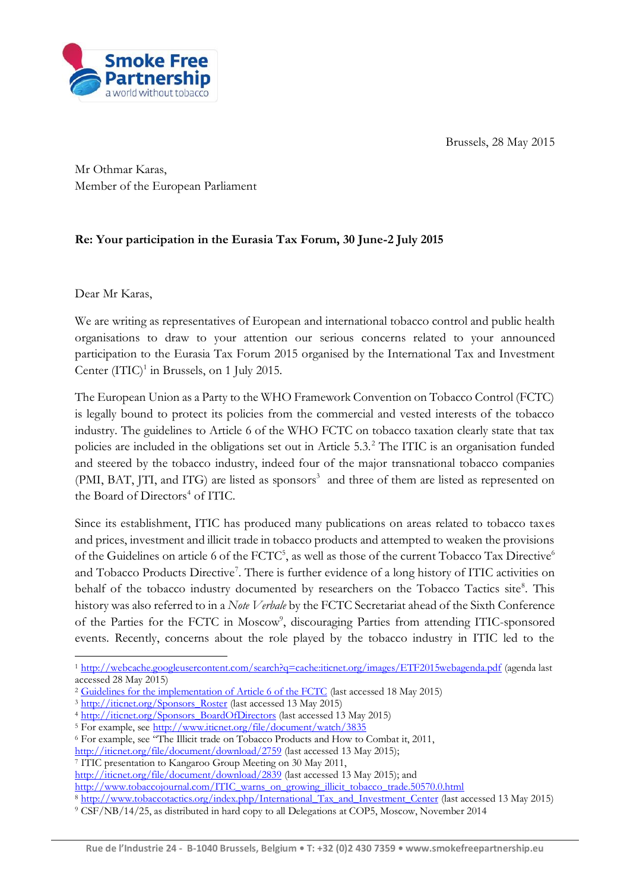Smoke Free Partnership
a world without tobacco

Brussels, 28 May 2015

Mr Othmar Karas,
Member of the European Parliament

**Re: Your participation in the Eurasia Tax Forum, 30 June-2 July 2015**

Dear Mr Karas,

We are writing as representatives of European and international tobacco control and public health organisations to draw to your attention our serious concerns related to your announced participation to the Eurasia Tax Forum 2015 organised by the International Tax and Investment Center (ITIC)[1] in Brussels, on 1 July 2015.

The European Union as a Party to the WHO Framework Convention on Tobacco Control (FCTC) is legally bound to protect its policies from the commercial and vested interests of the tobacco industry. The guidelines to Article 6 of the WHO FCTC on tobacco taxation clearly state that tax policies are included in the obligations set out in Article 5.3.[2] The ITIC is an organisation funded and steered by the tobacco industry, indeed four of the major transnational tobacco companies (PMI, BAT, JTI, and ITG) are listed as sponsors[3] and three of them are listed as represented on the Board of Directors[4] of ITIC.

Since its establishment, ITIC has produced many publications on areas related to tobacco taxes and prices, investment and illicit trade in tobacco products and attempted to weaken the provisions of the Guidelines on article 6 of the FCTC[5], as well as those of the current Tobacco Tax Directive[6] and Tobacco Products Directive[7]. There is further evidence of a long history of ITIC activities on behalf of the tobacco industry documented by researchers on the Tobacco Tactics site[8]. This history was also referred to in a *Note Verbale* by the FCTC Secretariat ahead of the Sixth Conference of the Parties for the FCTC in Moscow[9], discouraging Parties from attending ITIC-sponsored events. Recently, concerns about the role played by the tobacco industry in ITIC led to the

---

[1] http://webcache.googleusercontent.com/search?q=cache:iticnet.org/images/ETF2015webagenda.pdf (agenda last accessed 28 May 2015)

[2] Guidelines for the implementation of Article 6 of the FCTC (last accessed 18 May 2015)

[3] http://iticnet.org/Sponsors_Roster (last accessed 13 May 2015)

[4] http://iticnet.org/Sponsors_BoardOfDirectors (last accessed 13 May 2015)

[5] For example, see http://www.iticnet.org/file/document/watch/3835

[6] For example, see "The Illicit trade on Tobacco Products and How to Combat it, 2011, http://iticnet.org/file/document/download/2759 (last accessed 13 May 2015);

[7] ITIC presentation to Kangaroo Group Meeting on 30 May 2011, http://iticnet.org/file/document/download/2839 (last accessed 13 May 2015); and http://www.tobaccojournal.com/ITIC_warns_on_growing_illicit_tobacco_trade.50570.0.html

[8] http://www.tobaccotactics.org/index.php/International_Tax_and_Investment_Center (last accessed 13 May 2015)

[9] CSF/NB/14/25, as distributed in hard copy to all Delegations at COP5, Moscow, November 2014

Rue de l'Industrie 24 - B-1040 Brussels, Belgium • T: +32 (0)2 430 7359 • www.smokefreepartnership.eu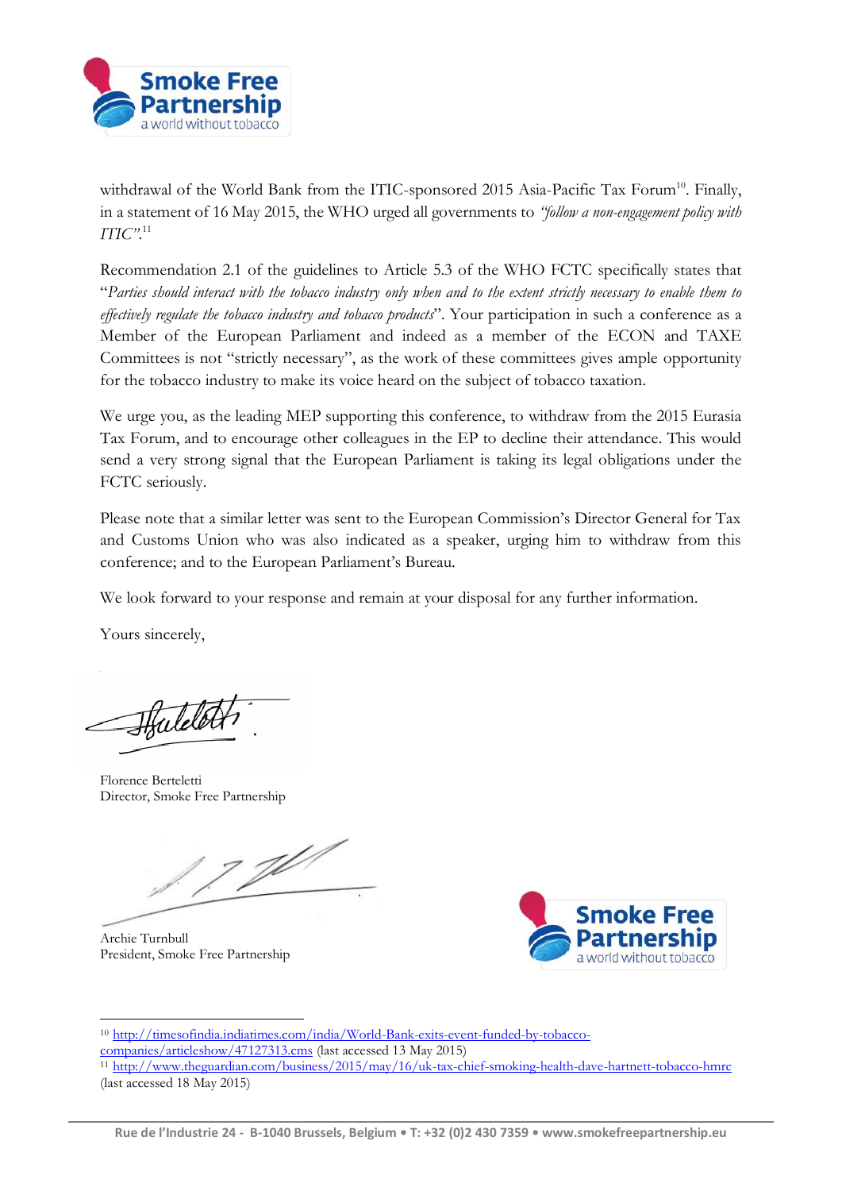withdrawal of the World Bank from the ITIC-sponsored 2015 Asia-Pacific Tax Forum[10]. Finally, in a statement of 16 May 2015, the WHO urged all governments to *"follow a non-engagement policy with ITIC"*.[11]

Recommendation 2.1 of the guidelines to Article 5.3 of the WHO FCTC specifically states that "*Parties should interact with the tobacco industry only when and to the extent strictly necessary to enable them to effectively regulate the tobacco industry and tobacco products*". Your participation in such a conference as a Member of the European Parliament and indeed as a member of the ECON and TAXE Committees is not "strictly necessary", as the work of these committees gives ample opportunity for the tobacco industry to make its voice heard on the subject of tobacco taxation.

We urge you, as the leading MEP supporting this conference, to withdraw from the 2015 Eurasia Tax Forum, and to encourage other colleagues in the EP to decline their attendance. This would send a very strong signal that the European Parliament is taking its legal obligations under the FCTC seriously.

Please note that a similar letter was sent to the European Commission's Director General for Tax and Customs Union who was also indicated as a speaker, urging him to withdraw from this conference; and to the European Parliament's Bureau.

We look forward to your response and remain at your disposal for any further information.

Yours sincerely,

Florence Berteletti
Director, Smoke Free Partnership

Archie Turnbull
President, Smoke Free Partnership

---

[10] http://timesofindia.indiatimes.com/india/World-Bank-exits-event-funded-by-tobacco-companies/articleshow/47127313.cms (last accessed 13 May 2015)

[11] http://www.theguardian.com/business/2015/may/16/uk-tax-chief-smoking-health-dave-hartnett-tobacco-hmrc (last accessed 18 May 2015)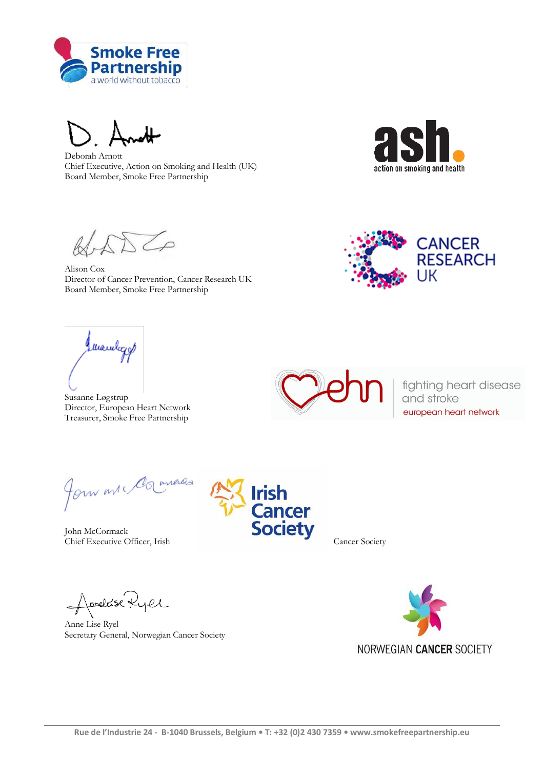Deborah Arnott
Chief Executive, Action on Smoking and Health (UK)
Board Member, Smoke Free Partnership

Alison Cox
Director of Cancer Prevention, Cancer Research UK
Board Member, Smoke Free Partnership

Susanne Løgstrup
Director, European Heart Network
Treasurer, Smoke Free Partnership

John McCormack
Chief Executive Officer, Irish Cancer Society

Anne Lise Ryel
Secretary General, Norwegian Cancer Society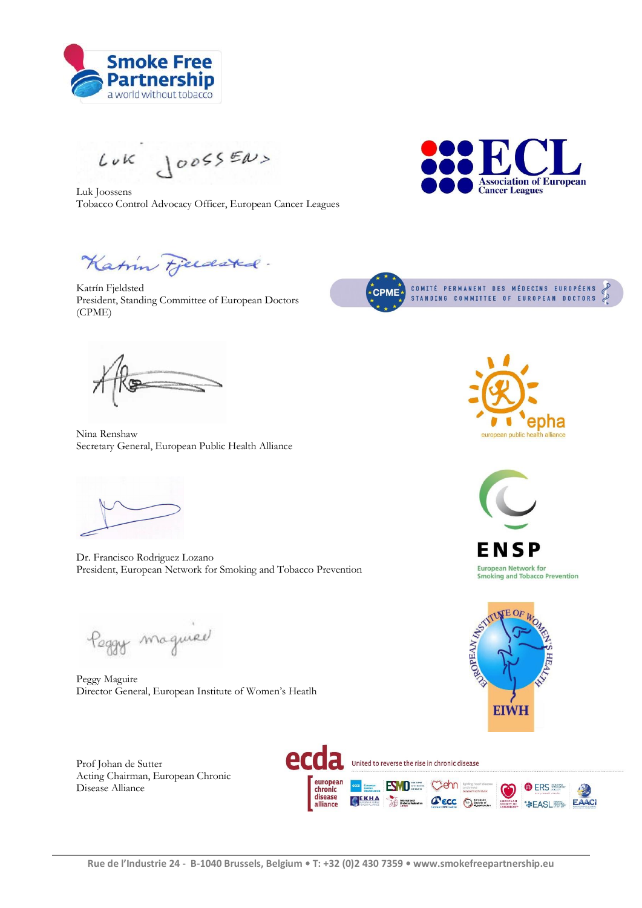Luk Joossens
Tobacco Control Advocacy Officer, European Cancer Leagues

Katrín Fjeldsted
President, Standing Committee of European Doctors (CPME)

Nina Renshaw
Secretary General, European Public Health Alliance

Dr. Francisco Rodriguez Lozano
President, European Network for Smoking and Tobacco Prevention

Peggy Maguire
Director General, European Institute of Women's Heatlh

Prof Johan de Sutter
Acting Chairman, European Chronic Disease Alliance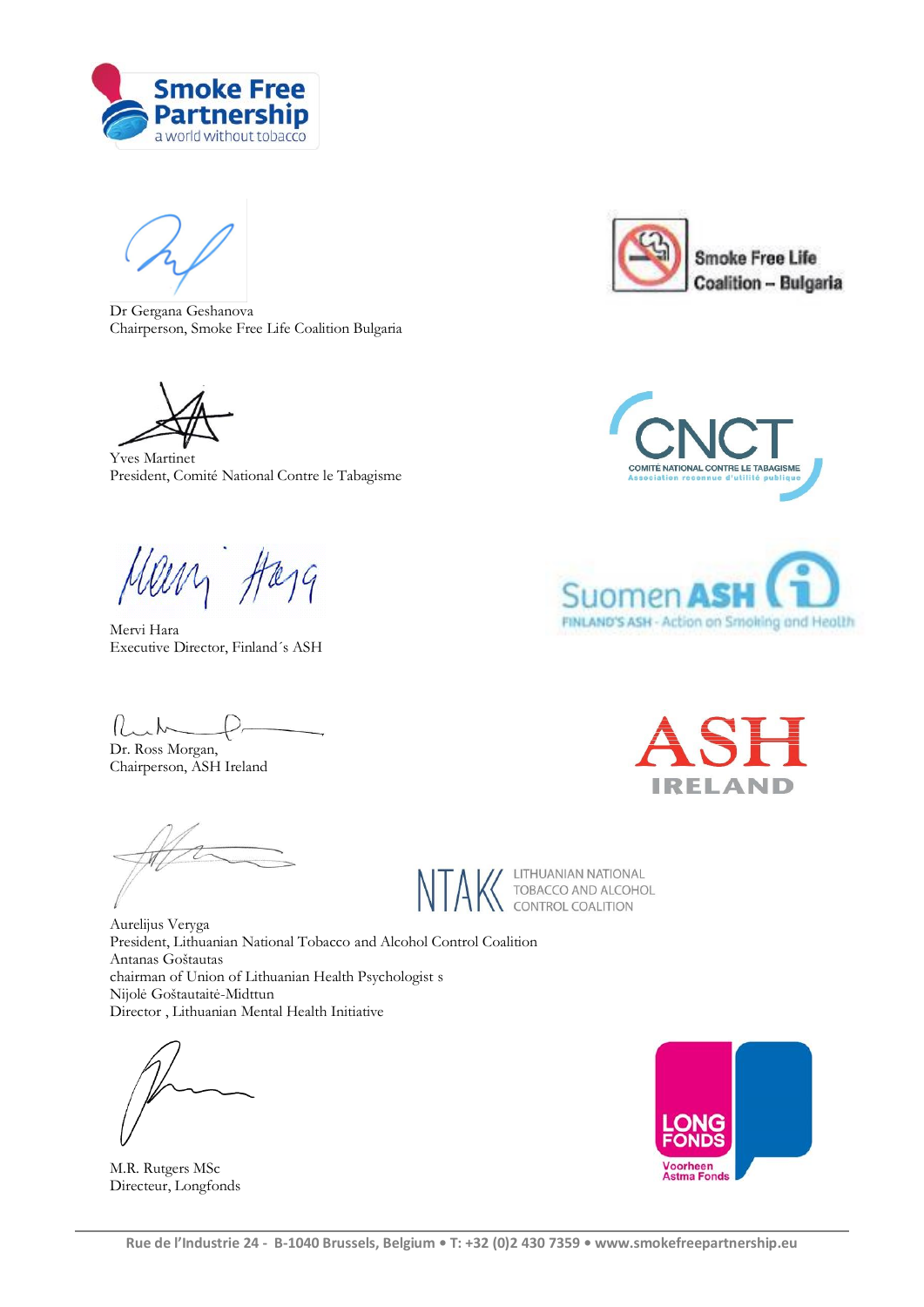Dr Gergana Geshanova
Chairperson, Smoke Free Life Coalition Bulgaria

Yves Martinet
President, Comité National Contre le Tabagisme

Mervi Hara
Executive Director, Finland´s ASH

Dr. Ross Morgan,
Chairperson, ASH Ireland

Aurelijus Veryga
President, Lithuanian National Tobacco and Alcohol Control Coalition
Antanas Goštautas
chairman of Union of Lithuanian Health Psychologist s
Nijolė Goštautaitė-Midttun
Director , Lithuanian Mental Health Initiative

M.R. Rutgers MSc
Directeur, Longfonds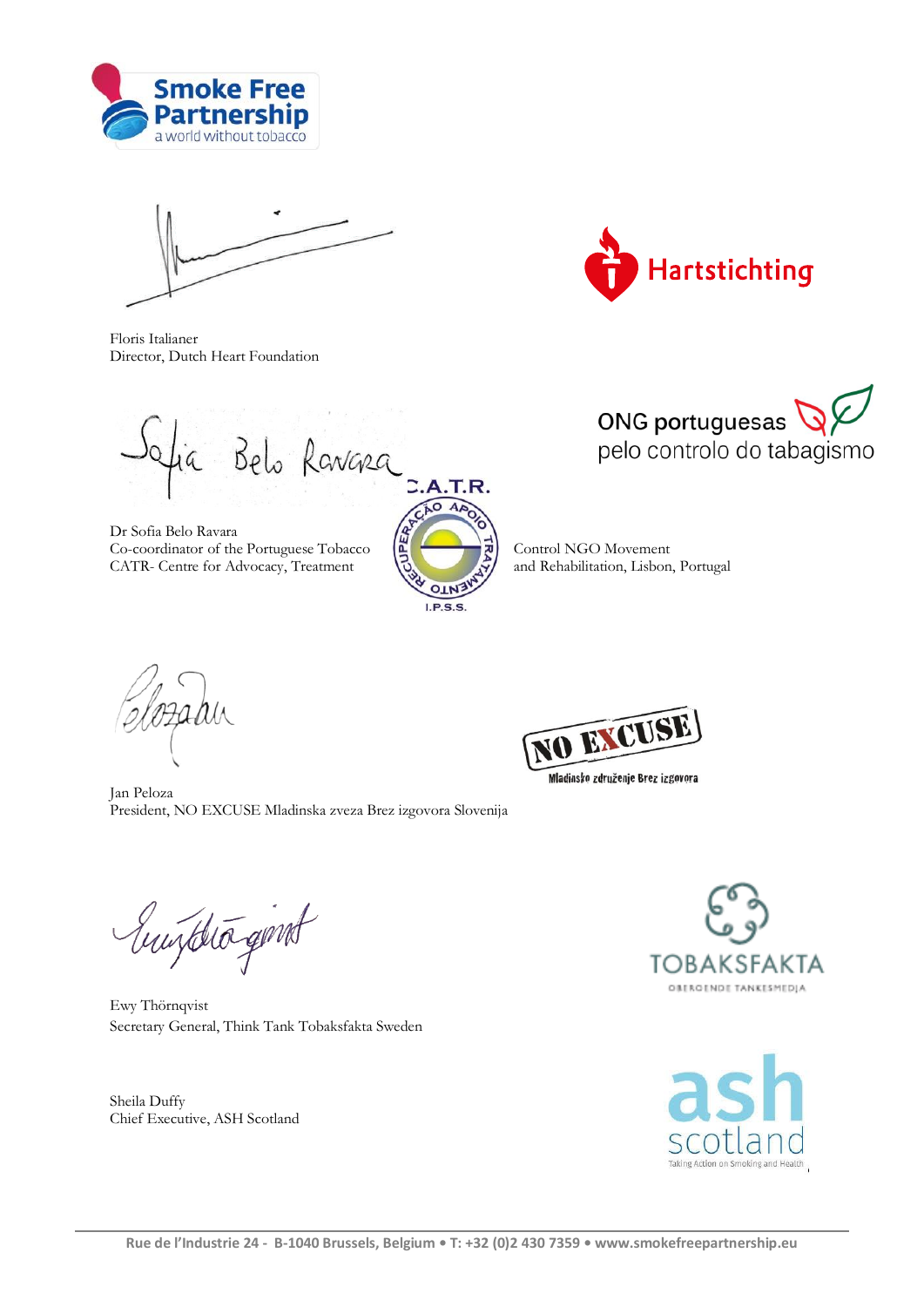Floris Italianer
Director, Dutch Heart Foundation

Dr Sofia Belo Ravara
Co-coordinator of the Portuguese Tobacco Control NGO Movement
CATR- Centre for Advocacy, Treatment and Rehabilitation, Lisbon, Portugal

Jan Peloza
President, NO EXCUSE Mladinska zveza Brez izgovora Slovenija

Ewy Thörnqvist
Secretary General, Think Tank Tobaksfakta Sweden

Sheila Duffy
Chief Executive, ASH Scotland